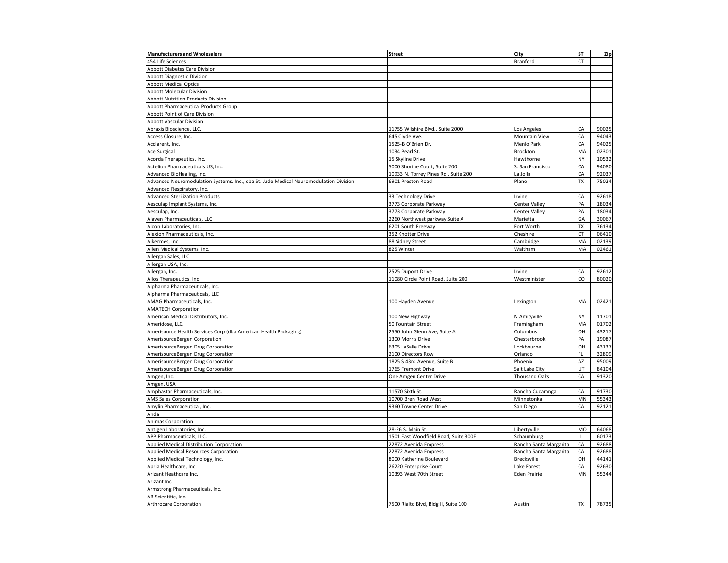| Manufacturers and Wholesalers | Street | City | ST | Zip |
|---|---|---|---|---|
| 454 Life Sciences | | Branford | CT | |
| Abbott Diabetes Care Division | | | | |
| Abbott Diagnostic Division | | | | |
| Abbott Medical Optics | | | | |
| Abbott Molecular Division | | | | |
| Abbott Nutrition Products Division | | | | |
| Abbott Pharmaceutical Products Group | | | | |
| Abbott Point of Care Division | | | | |
| Abbott Vascular Division | | | | |
| Abraxis Bioscience, LLC. | 11755 Wilshire Blvd., Suite 2000 | Los Angeles | CA | 90025 |
| Access Closure, Inc. | 645 Clyde Ave. | Mountain View | CA | 94043 |
| Acclarent, Inc. | 1525-B O'Brien Dr. | Menlo Park | CA | 94025 |
| Ace Surgical | 1034 Pearl St. | Brockton | MA | 02301 |
| Acorda Therapeutics, Inc. | 15 Skyline Drive | Hawthorne | NY | 10532 |
| Actelion Pharmaceuticals US, Inc. | 5000 Shorine Court, Suite 200 | S. San Francisco | CA | 94080 |
| Advanced BioHealing, Inc. | 10933 N. Torrey Pines Rd., Suite 200 | La Jolla | CA | 92037 |
| Advanced Neuromodulation Systems, Inc., dba St. Jude Medical Neuromodulation Division | 6901 Preston Road | Plano | TX | 75024 |
| Advanced Respiratory, Inc. | | | | |
| Advanced Sterilization Products | 33 Technology Drive | Irvine | CA | 92618 |
| Aesculap Implant Systems, Inc. | 3773 Corporate Parkway | Center Valley | PA | 18034 |
| Aesculap, Inc. | 3773 Corporate Parkway | Center Valley | PA | 18034 |
| Alaven Pharmaceuticals, LLC | 2260 Northwest parkway Suite A | Marietta | GA | 30067 |
| Alcon Laboratories, Inc. | 6201 South Freeway | Fort Worth | TX | 76134 |
| Alexion Pharmaceuticals, Inc. | 352 Knotter Drive | Cheshire | CT | 06410 |
| Alkermes, Inc. | 88 Sidney Street | Cambridge | MA | 02139 |
| Allen Medical Systems, Inc. | 825 Winter | Waltham | MA | 02461 |
| Allergan Sales, LLC | | | | |
| Allergan USA, Inc. | | | | |
| Allergan, Inc. | 2525 Dupont Drive | Irvine | CA | 92612 |
| Allos Therapeutics, Inc | 11080 Circle Point Road, Suite 200 | Westminister | CO | 80020 |
| Alpharma Pharmaceuticals, Inc. | | | | |
| Alpharma Pharmaceuticals, LLC | | | | |
| AMAG Pharmaceuticals, Inc. | 100 Hayden Avenue | Lexington | MA | 02421 |
| AMATECH Corporation | | | | |
| American Medical Distributors, Inc. | 100 New Highway | N Amityville | NY | 11701 |
| Ameridose, LLC. | 50 Fountain Street | Framingham | MA | 01702 |
| Amerisource Health Services Corp (dba American Health Packaging) | 2550 John Glenn Ave, Suite A | Columbus | OH | 43217 |
| AmerisourceBergen Corporation | 1300 Morris Drive | Chesterbrook | PA | 19087 |
| AmerisourceBergen Drug Corporation | 6305 LaSalle Drive | Lockbourne | OH | 43137 |
| AmerisourceBergen Drug Corporation | 2100 Directors Row | Orlando | FL | 32809 |
| AmerisourceBergen Drug Corporation | 1825 S 43rd Avenue, Suite B | Phoenix | AZ | 95009 |
| AmerisourceBergen Drug Corporation | 1765 Fremont Drive | Salt Lake City | UT | 84104 |
| Amgen, Inc. | One Amgen Center Drive | Thousand Oaks | CA | 91320 |
| Amgen, USA | | | | |
| Amphastar Pharmaceuticals, Inc. | 11570 Sixth St. | Rancho Cucamnga | CA | 91730 |
| AMS Sales Corporation | 10700 Bren Road West | Minnetonka | MN | 55343 |
| Amylin Pharmaceutical, Inc. | 9360 Towne Center Drive | San Diego | CA | 92121 |
| Anda | | | | |
| Animas Corporation | | | | |
| Antigen Laboratories, Inc. | 28-26 S. Main St. | Libertyville | MO | 64068 |
| APP Pharmaceuticals, LLC. | 1501 East Woodfield Road, Suite 300E | Schaumburg | IL | 60173 |
| Applied Medical Distribution Corporation | 22872 Avenida Empress | Rancho Santa Margarita | CA | 92688 |
| Applied Medical Resources Corporation | 22872 Avenida Empress | Rancho Santa Margarita | CA | 92688 |
| Applied Medical Technology, Inc. | 8000 Katherine Boulevard | Brecksville | OH | 44141 |
| Apria Healthcare, Inc | 26220 Enterprise Court | Lake Forest | CA | 92630 |
| Arizant Heathcare Inc. | 10393 West 70th Street | Eden Prairie | MN | 55344 |
| Arizant Inc | | | | |
| Armstrong Pharmaceuticals, Inc. | | | | |
| AR Scientific, Inc. | | | | |
| Arthrocare Corporation | 7500 Rialto Blvd, Bldg II, Suite 100 | Austin | TX | 78735 |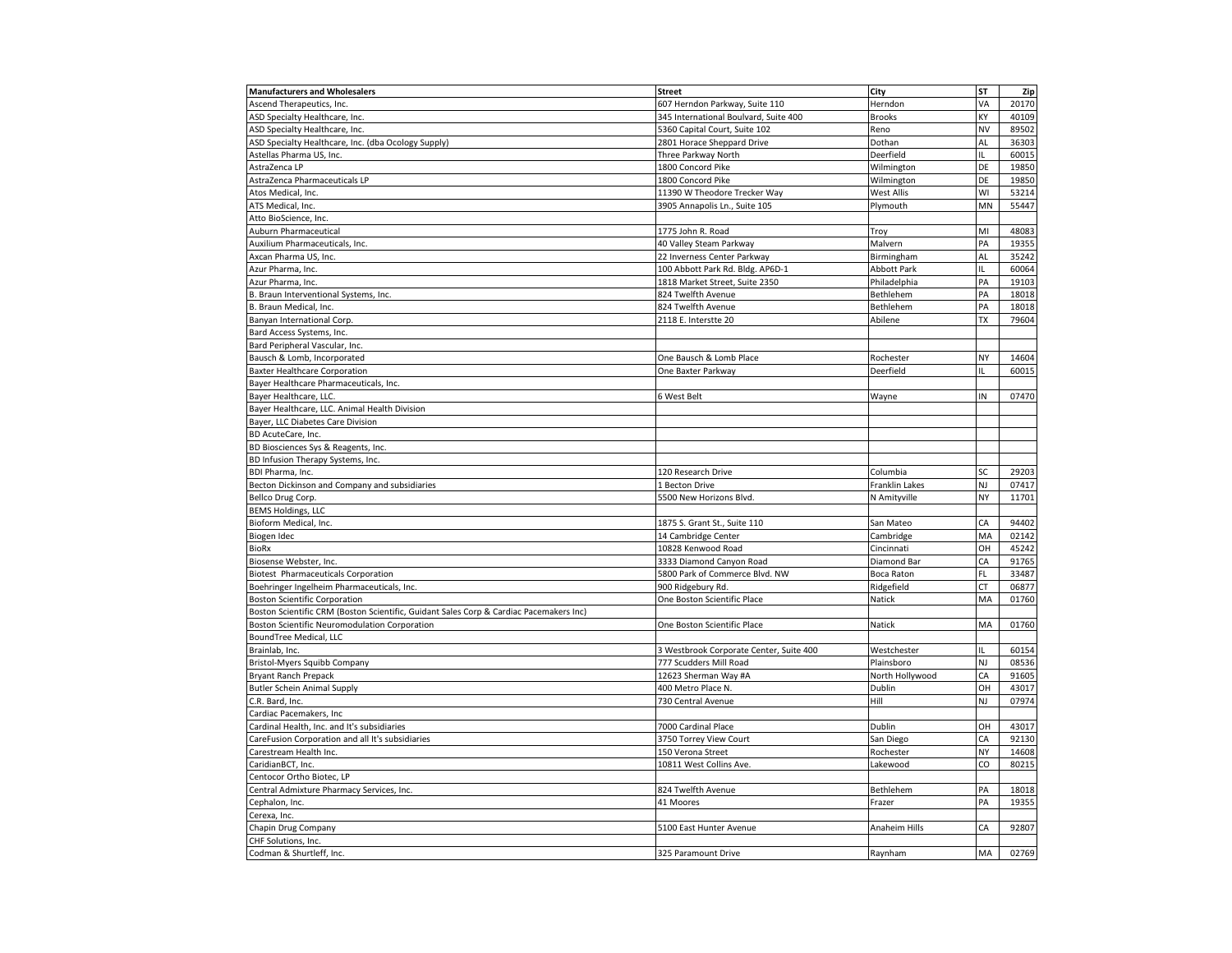| Manufacturers and Wholesalers | Street | City | ST | Zip |
| --- | --- | --- | --- | --- |
| Ascend Therapeutics, Inc. | 607 Herndon Parkway, Suite 110 | Herndon | VA | 20170 |
| ASD Specialty Healthcare, Inc. | 345 International Boulvard, Suite 400 | Brooks | KY | 40109 |
| ASD Specialty Healthcare, Inc. | 5360 Capital Court, Suite 102 | Reno | NV | 89502 |
| ASD Specialty Healthcare, Inc. (dba Ocology Supply) | 2801 Horace Sheppard Drive | Dothan | AL | 36303 |
| Astellas Pharma US, Inc. | Three Parkway North | Deerfield | IL | 60015 |
| AstraZenca LP | 1800 Concord Pike | Wilmington | DE | 19850 |
| AstraZenca Pharmaceuticals LP | 1800 Concord Pike | Wilmington | DE | 19850 |
| Atos Medical, Inc. | 11390 W Theodore Trecker Way | West Allis | WI | 53214 |
| ATS Medical, Inc. | 3905 Annapolis Ln., Suite 105 | Plymouth | MN | 55447 |
| Atto BioScience, Inc. | | | | |
| Auburn Pharmaceutical | 1775 John R. Road | Troy | MI | 48083 |
| Auxilium Pharmaceuticals, Inc. | 40 Valley Steam Parkway | Malvern | PA | 19355 |
| Axcan Pharma US, Inc. | 22 Inverness Center Parkway | Birmingham | AL | 35242 |
| Azur Pharma, Inc. | 100 Abbott Park Rd. Bldg. AP6D-1 | Abbott Park | IL | 60064 |
| Azur Pharma, Inc. | 1818 Market Street, Suite 2350 | Philadelphia | PA | 19103 |
| B. Braun Interventional Systems, Inc. | 824 Twelfth Avenue | Bethlehem | PA | 18018 |
| B. Braun Medical, Inc. | 824 Twelfth Avenue | Bethlehem | PA | 18018 |
| Banyan International Corp. | 2118 E. Interstte 20 | Abilene | TX | 79604 |
| Bard Access Systems, Inc. | | | | |
| Bard Peripheral Vascular, Inc. | | | | |
| Bausch & Lomb, Incorporated | One Bausch & Lomb Place | Rochester | NY | 14604 |
| Baxter Healthcare Corporation | One Baxter Parkway | Deerfield | IL | 60015 |
| Bayer Healthcare Pharmaceuticals, Inc. | | | | |
| Bayer Healthcare, LLC. | 6 West Belt | Wayne | IN | 07470 |
| Bayer Healthcare, LLC. Animal Health Division | | | | |
| Bayer, LLC Diabetes Care Division | | | | |
| BD AcuteCare, Inc. | | | | |
| BD Biosciences Sys & Reagents, Inc. | | | | |
| BD Infusion Therapy Systems, Inc. | | | | |
| BDI Pharma, Inc. | 120 Research Drive | Columbia | SC | 29203 |
| Becton Dickinson and Company and subsidiaries | 1 Becton Drive | Franklin Lakes | NJ | 07417 |
| Bellco Drug Corp. | 5500 New Horizons Blvd. | N Amityville | NY | 11701 |
| BEMS Holdings, LLC | | | | |
| Bioform Medical, Inc. | 1875 S. Grant St., Suite 110 | San Mateo | CA | 94402 |
| Biogen Idec | 14 Cambridge Center | Cambridge | MA | 02142 |
| BioRx | 10828 Kenwood Road | Cincinnati | OH | 45242 |
| Biosense Webster, Inc. | 3333 Diamond Canyon Road | Diamond Bar | CA | 91765 |
| Biotest Pharmaceuticals Corporation | 5800 Park of Commerce Blvd. NW | Boca Raton | FL | 33487 |
| Boehringer Ingelheim Pharmaceuticals, Inc. | 900 Ridgebury Rd. | Ridgefield | CT | 06877 |
| Boston Scientific Corporation | One Boston Scientific Place | Natick | MA | 01760 |
| Boston Scientific CRM (Boston Scientific, Guidant Sales Corp & Cardiac Pacemakers Inc) | | | | |
| Boston Scientific Neuromodulation Corporation | One Boston Scientific Place | Natick | MA | 01760 |
| BoundTree Medical, LLC | | | | |
| Brainlab, Inc. | 3 Westbrook Corporate Center, Suite 400 | Westchester | IL | 60154 |
| Bristol-Myers Squibb Company | 777 Scudders Mill Road | Plainsboro | NJ | 08536 |
| Bryant Ranch Prepack | 12623 Sherman Way #A | North Hollywood | CA | 91605 |
| Butler Schein Animal Supply | 400 Metro Place N. | Dublin | OH | 43017 |
| C.R. Bard, Inc. | 730 Central Avenue | Hill | NJ | 07974 |
| Cardiac Pacemakers, Inc | | | | |
| Cardinal Health, Inc. and It's subsidiaries | 7000 Cardinal Place | Dublin | OH | 43017 |
| CareFusion Corporation and all It's subsidiaries | 3750 Torrey View Court | San Diego | CA | 92130 |
| Carestream Health Inc. | 150 Verona Street | Rochester | NY | 14608 |
| CaridianBCT, Inc. | 10811 West Collins Ave. | Lakewood | CO | 80215 |
| Centocor Ortho Biotec, LP | | | | |
| Central Admixture Pharmacy Services, Inc. | 824 Twelfth Avenue | Bethlehem | PA | 18018 |
| Cephalon, Inc. | 41 Moores | Frazer | PA | 19355 |
| Cerexa, Inc. | | | | |
| Chapin Drug Company | 5100 East Hunter Avenue | Anaheim Hills | CA | 92807 |
| CHF Solutions, Inc. | | | | |
| Codman & Shurtleff, Inc. | 325 Paramount Drive | Raynham | MA | 02769 |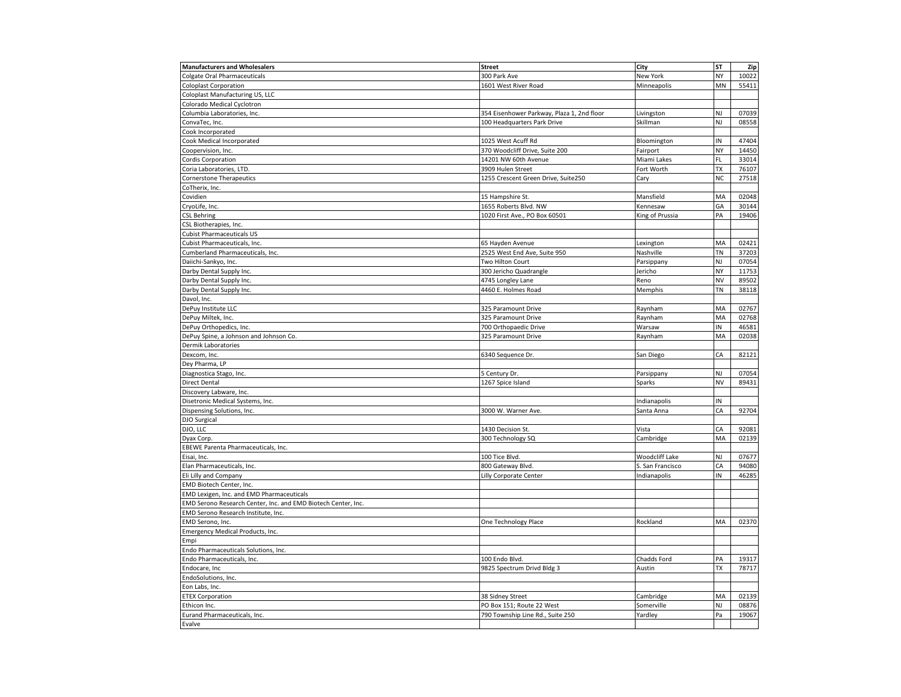| Manufacturers and Wholesalers | Street | City | ST | Zip |
|---|---|---|---|---|
| Colgate Oral Pharmaceuticals | 300 Park Ave | New York | NY | 10022 |
| Coloplast Corporation | 1601 West River Road | Minneapolis | MN | 55411 |
| Coloplast Manufacturing US, LLC | | | | |
| Colorado Medical Cyclotron | | | | |
| Columbia Laboratories, Inc. | 354 Eisenhower Parkway, Plaza 1, 2nd floor | Livingston | NJ | 07039 |
| ConvaTec, Inc. | 100 Headquarters Park Drive | Skillman | NJ | 08558 |
| Cook Incorporated | | | | |
| Cook Medical Incorporated | 1025 West Acuff Rd | Bloomington | IN | 47404 |
| Coopervision, Inc. | 370 Woodcliff Drive, Suite 200 | Fairport | NY | 14450 |
| Cordis Corporation | 14201 NW 60th Avenue | Miami Lakes | FL | 33014 |
| Coria Laboratories, LTD. | 3909 Hulen Street | Fort Worth | TX | 76107 |
| Cornerstone Therapeutics | 1255 Crescent Green Drive, Suite250 | Cary | NC | 27518 |
| CoTherix, Inc. | | | | |
| Covidien | 15 Hampshire St. | Mansfield | MA | 02048 |
| CryoLife, Inc. | 1655 Roberts Blvd. NW | Kennesaw | GA | 30144 |
| CSL Behring | 1020 First Ave., PO Box 60501 | King of Prussia | PA | 19406 |
| CSL Biotherapies, Inc. | | | | |
| Cubist Pharmaceuticals US | | | | |
| Cubist Pharmaceuticals, Inc. | 65 Hayden Avenue | Lexington | MA | 02421 |
| Cumberland Pharmaceuticals, Inc. | 2525 West End Ave, Suite 950 | Nashville | TN | 37203 |
| Daiichi-Sankyo, Inc. | Two Hilton Court | Parsippany | NJ | 07054 |
| Darby Dental Supply Inc. | 300 Jericho Quadrangle | Jericho | NY | 11753 |
| Darby Dental Supply Inc. | 4745 Longley Lane | Reno | NV | 89502 |
| Darby Dental Supply Inc. | 4460 E. Holmes Road | Memphis | TN | 38118 |
| Davol, Inc. | | | | |
| DePuy Institute LLC | 325 Paramount Drive | Raynham | MA | 02767 |
| DePuy Miltek, Inc. | 325 Paramount Drive | Raynham | MA | 02768 |
| DePuy Orthopedics, Inc. | 700 Orthopaedic Drive | Warsaw | IN | 46581 |
| DePuy Spine, a Johnson and Johnson Co. | 325 Paramount Drive | Raynham | MA | 02038 |
| Dermik Laboratories | | | | |
| Dexcom, Inc. | 6340 Sequence Dr. | San Diego | CA | 82121 |
| Dey Pharma, LP | | | | |
| Diagnostica Stago, Inc. | 5 Century Dr. | Parsippany | NJ | 07054 |
| Direct Dental | 1267 Spice Island | Sparks | NV | 89431 |
| Discovery Labware, Inc. | | | | |
| Disetronic Medical Systems, Inc. | | Indianapolis | IN | |
| Dispensing Solutions, Inc. | 3000 W. Warner Ave. | Santa Anna | CA | 92704 |
| DJO Surgical | | | | |
| DJO, LLC | 1430 Decision St. | Vista | CA | 92081 |
| Dyax Corp. | 300 Technology SQ | Cambridge | MA | 02139 |
| EBEWE Parenta Pharmaceuticals, Inc. | | | | |
| Eisai, Inc. | 100 Tice Blvd. | Woodcliff Lake | NJ | 07677 |
| Elan Pharmaceuticals, Inc. | 800 Gateway Blvd. | S. San Francisco | CA | 94080 |
| Eli Lilly and Company | Lilly Corporate Center | Indianapolis | IN | 46285 |
| EMD Biotech Center, Inc. | | | | |
| EMD Lexigen, Inc. and EMD Pharmaceuticals | | | | |
| EMD Serono Research Center, Inc. and EMD Biotech Center, Inc. | | | | |
| EMD Serono Research Institute, Inc. | | | | |
| EMD Serono, Inc. | One Technology Place | Rockland | MA | 02370 |
| Emergency Medical Products, Inc. | | | | |
| Empi | | | | |
| Endo Pharmaceuticals Solutions, Inc. | | | | |
| Endo Pharmaceuticals, Inc. | 100 Endo Blvd. | Chadds Ford | PA | 19317 |
| Endocare, Inc | 9825 Spectrum Drivd Bldg 3 | Austin | TX | 78717 |
| EndoSolutions, Inc. | | | | |
| Eon Labs, Inc. | | | | |
| ETEX Corporation | 38 Sidney Street | Cambridge | MA | 02139 |
| Ethicon Inc. | PO Box 151; Route 22 West | Somerville | NJ | 08876 |
| Eurand Pharmaceuticals, Inc. | 790 Township Line Rd., Suite 250 | Yardley | Pa | 19067 |
| Evalve | | | | |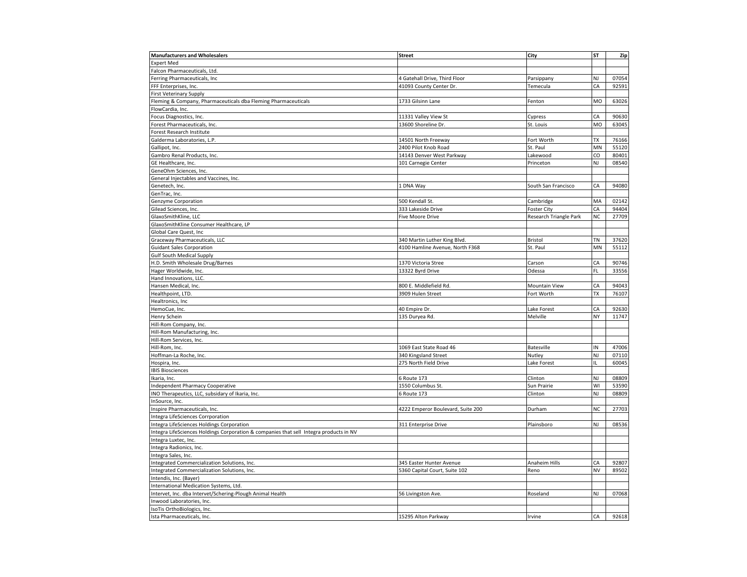| Manufacturers and Wholesalers | Street | City | ST | Zip |
|---|---|---|---|---|
| Expert Med | | | | |
| Falcon Pharmaceuticals, Ltd. | | | | |
| Ferring Pharmaceuticals, Inc | 4 Gatehall Drive, Third Floor | Parsippany | NJ | 07054 |
| FFF Enterprises, Inc. | 41093 County Center Dr. | Temecula | CA | 92591 |
| First Veterinary Supply | | | | |
| Fleming & Company, Pharmaceuticals dba Fleming Pharmaceuticals | 1733 Gilsinn Lane | Fenton | MO | 63026 |
| FlowCardia, Inc. | | | | |
| Focus Diagnostics, Inc. | 11331 Valley View St | Cypress | CA | 90630 |
| Forest Pharmaceuticals, Inc. | 13600 Shoreline Dr. | St. Louis | MO | 63045 |
| Forest Research Institute | | | | |
| Galderma Laboratories, L.P. | 14501 North Freeway | Fort Worth | TX | 76166 |
| Gallipot, Inc. | 2400 Pilot Knob Road | St. Paul | MN | 55120 |
| Gambro Renal Products, Inc. | 14143 Denver West Parkway | Lakewood | CO | 80401 |
| GE Healthcare, Inc. | 101 Carnegie Center | Princeton | NJ | 08540 |
| GeneOhm Sciences, Inc. | | | | |
| General Injectables and Vaccines, Inc. | | | | |
| Genetech, Inc. | 1 DNA Way | South San Francisco | CA | 94080 |
| GenTrac, Inc. | | | | |
| Genzyme Corporation | 500 Kendall St. | Cambridge | MA | 02142 |
| Gilead Sciences, Inc. | 333 Lakeside Drive | Foster City | CA | 94404 |
| GlaxoSmithKline, LLC | Five Moore Drive | Research Triangle Park | NC | 27709 |
| GlaxoSmithKline Consumer Healthcare, LP | | | | |
| Global Care Quest, Inc | | | | |
| Graceway Pharmaceuticals, LLC | 340 Martin Luther King Blvd. | Bristol | TN | 37620 |
| Guidant Sales Corporation | 4100 Hamline Avenue, North F368 | St. Paul | MN | 55112 |
| Gulf South Medical Supply | | | | |
| H.D. Smith Wholesale Drug/Barnes | 1370 Victoria Stree | Carson | CA | 90746 |
| Hager Worldwide, Inc. | 13322 Byrd Drive | Odessa | FL | 33556 |
| Hand Innovations, LLC. | | | | |
| Hansen Medical, Inc. | 800 E. Middlefield Rd. | Mountain View | CA | 94043 |
| Healthpoint, LTD. | 3909 Hulen Street | Fort Worth | TX | 76107 |
| Healtronics, Inc | | | | |
| HemoCue, Inc. | 40 Empire Dr. | Lake Forest | CA | 92630 |
| Henry Schein | 135 Duryea Rd. | Melville | NY | 11747 |
| Hill-Rom Company, Inc. | | | | |
| Hill-Rom Manufacturing, Inc. | | | | |
| Hill-Rom Services, Inc. | | | | |
| Hill-Rom, Inc. | 1069 East State Road 46 | Batesville | IN | 47006 |
| Hoffman-La Roche, Inc. | 340 Kingsland Street | Nutley | NJ | 07110 |
| Hospira, Inc. | 275 North Field Drive | Lake Forest | IL | 60045 |
| IBIS Biosciences | | | | |
| Ikaria, Inc. | 6 Route 173 | Clinton | NJ | 08809 |
| Independent Pharmacy Cooperative | 1550 Columbus St. | Sun Prairie | WI | 53590 |
| INO Therapeutics, LLC, subsidary of Ikaria, Inc. | 6 Route 173 | Clinton | NJ | 08809 |
| InSource, Inc. | | | | |
| Inspire Pharmaceuticals, Inc. | 4222 Emperor Boulevard, Suite 200 | Durham | NC | 27703 |
| Integra LifeSciences Corrporation | | | | |
| Integra LifeSciences Holdings Corporation | 311 Enterprise Drive | Plainsboro | NJ | 08536 |
| Integra LifeSciences Holdings Corporation & companies that sell Integra products in NV | | | | |
| Integra Luxtec, Inc. | | | | |
| Integra Radionics, Inc. | | | | |
| Integra Sales, Inc. | | | | |
| Integrated Commercialization Solutions, Inc. | 345 Easter Hunter Avenue | Anaheim Hills | CA | 92807 |
| Integrated Commercialization Solutions, Inc. | 5360 Capital Court, Suite 102 | Reno | NV | 89502 |
| Intendis, Inc. (Bayer) | | | | |
| International Medication Systems, Ltd. | | | | |
| Intervet, Inc. dba Intervet/Schering-Plough Animal Health | 56 Livingston Ave. | Roseland | NJ | 07068 |
| Inwood Laboratories, Inc. | | | | |
| IsoTis OrthoBiologics, Inc. | | | | |
| Ista Pharmaceuticals, Inc. | 15295 Alton Parkway | Irvine | CA | 92618 |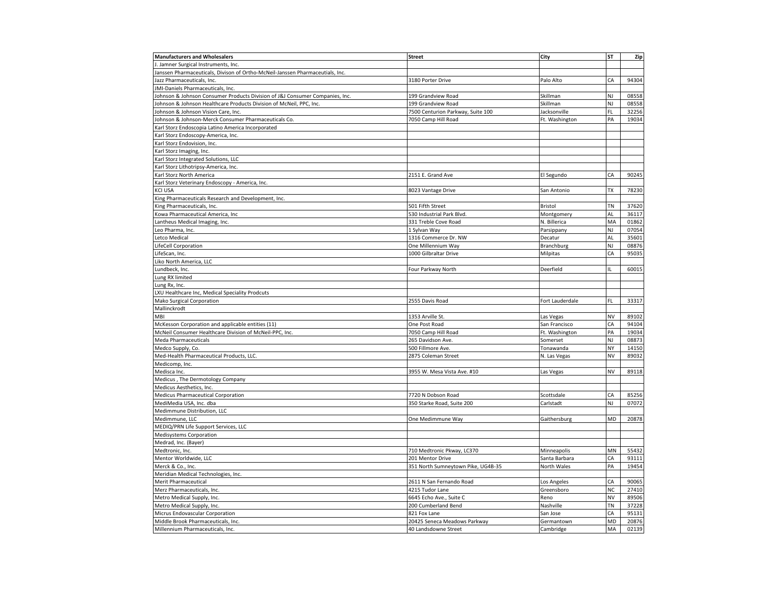| Manufacturers and Wholesalers | Street | City | ST | Zip |
|---|---|---|---|---|
| J. Jamner Surgical Instruments, Inc. | | | | |
| Janssen Pharmaceuticals, Divison of Ortho-McNeil-Janssen Pharmaceutials, Inc. | | | | |
| Jazz Pharmaceuticals, Inc. | 3180 Porter Drive | Palo Alto | CA | 94304 |
| JMI-Daniels Pharmaceuticals, Inc. | | | | |
| Johnson & Johnson Consumer Products Division of J&J Consumer Companies, Inc. | 199 Grandview Road | Skillman | NJ | 08558 |
| Johnson & Johnson Healthcare Products Division of McNeil, PPC, Inc. | 199 Grandview Road | Skillman | NJ | 08558 |
| Johnson & Johnson Vision Care, Inc. | 7500 Centurion Parkway, Suite 100 | Jacksonville | FL | 32256 |
| Johnson & Johnson-Merck Consumer Pharmaceuticals Co. | 7050 Camp Hill Road | Ft. Washington | PA | 19034 |
| Karl Storz Endoscopia Latino America Incorporated | | | | |
| Karl Storz Endoscopy-America, Inc. | | | | |
| Karl Storz Endovision, Inc. | | | | |
| Karl Storz Imaging, Inc. | | | | |
| Karl Storz Integrated Solutions, LLC | | | | |
| Karl Storz Lithotripsy-America, Inc. | | | | |
| Karl Storz North America | 2151 E. Grand Ave | El Segundo | CA | 90245 |
| Karl Storz Veterinary Endoscopy - America, Inc. | | | | |
| KCI USA | 8023 Vantage Drive | San Antonio | TX | 78230 |
| King Pharmaceuticals Research and Development, Inc. | | | | |
| King Pharmaceuticals, Inc. | 501 Fifth Street | Bristol | TN | 37620 |
| Kowa Pharmaceutical America, Inc | 530 Industrial Park Blvd. | Montgomery | AL | 36117 |
| Lantheus Medical Imaging, Inc. | 331 Treble Cove Road | N. Billerica | MA | 01862 |
| Leo Pharma, Inc. | 1 Sylvan Way | Parsippany | NJ | 07054 |
| Letco Medical | 1316 Commerce Dr. NW | Decatur | AL | 35601 |
| LifeCell Corporation | One Millennium Way | Branchburg | NJ | 08876 |
| LifeScan, Inc. | 1000 Gilbraltar Drive | Milpitas | CA | 95035 |
| Liko North America, LLC | | | | |
| Lundbeck, Inc. | Four Parkway North | Deerfield | IL | 60015 |
| Lung RX limited | | | | |
| Lung Rx, Inc. | | | | |
| LXU Healthcare Inc, Medical Speciality Prodcuts | | | | |
| Mako Surgical Corporation | 2555 Davis Road | Fort Lauderdale | FL | 33317 |
| Mallinckrodt | | | | |
| MBI | 1353 Arville St. | Las Vegas | NV | 89102 |
| McKesson Corporation and applicable entities (11) | One Post Road | San Francisco | CA | 94104 |
| McNeil Consumer Healthcare Division of McNeil-PPC, Inc. | 7050 Camp Hill Road | Ft. Washington | PA | 19034 |
| Meda Pharmaceuticals | 265 Davidson Ave. | Somerset | NJ | 08873 |
| Medco Supply, Co. | 500 Fillmore Ave. | Tonawanda | NY | 14150 |
| Med-Health Pharmaceutical Products, LLC. | 2875 Coleman Street | N. Las Vegas | NV | 89032 |
| Medicomp, Inc. | | | | |
| Medisca Inc. | 3955 W. Mesa Vista Ave. #10 | Las Vegas | NV | 89118 |
| Medicus , The Dermotology Company | | | | |
| Medicus Aesthetics, Inc. | | | | |
| Medicus Pharmaceutical Corporation | 7720 N Dobson Road | Scottsdale | CA | 85256 |
| MediMedia USA, Inc. dba | 350 Starke Road, Suite 200 | Carlstadt | NJ | 07072 |
| Medimmune Distribution, LLC | | | | |
| Medimmune, LLC | One Medimmune Way | Gaithersburg | MD | 20878 |
| MEDIQ/PRN Life Support Services, LLC | | | | |
| Medisystems Corporation | | | | |
| Medrad, Inc. (Bayer) | | | | |
| Medtronic, Inc. | 710 Medtronic Pkway, LC370 | Minneapolis | MN | 55432 |
| Mentor Worldwide, LLC | 201 Mentor Drive | Santa Barbara | CA | 93111 |
| Merck & Co., Inc. | 351 North Sumneytown Pike, UG4B-35 | North Wales | PA | 19454 |
| Meridian Medical Technologies, Inc. | | | | |
| Merit Pharmaceutical | 2611 N San Fernando Road | Los Angeles | CA | 90065 |
| Merz Pharmaceuticals, Inc. | 4215 Tudor Lane | Greensboro | NC | 27410 |
| Metro Medical Supply, Inc. | 6645 Echo Ave., Suite C | Reno | NV | 89506 |
| Metro Medical Supply, Inc. | 200 Cumberland Bend | Nashville | TN | 37228 |
| Micrus Endovascular Corporation | 821 Fox Lane | San Jose | CA | 95131 |
| Middle Brook Pharmaceuticals, Inc. | 20425 Seneca Meadows Parkway | Germantown | MD | 20876 |
| Millennium Pharmaceuticals, Inc. | 40 Landsdowne Street | Cambridge | MA | 02139 |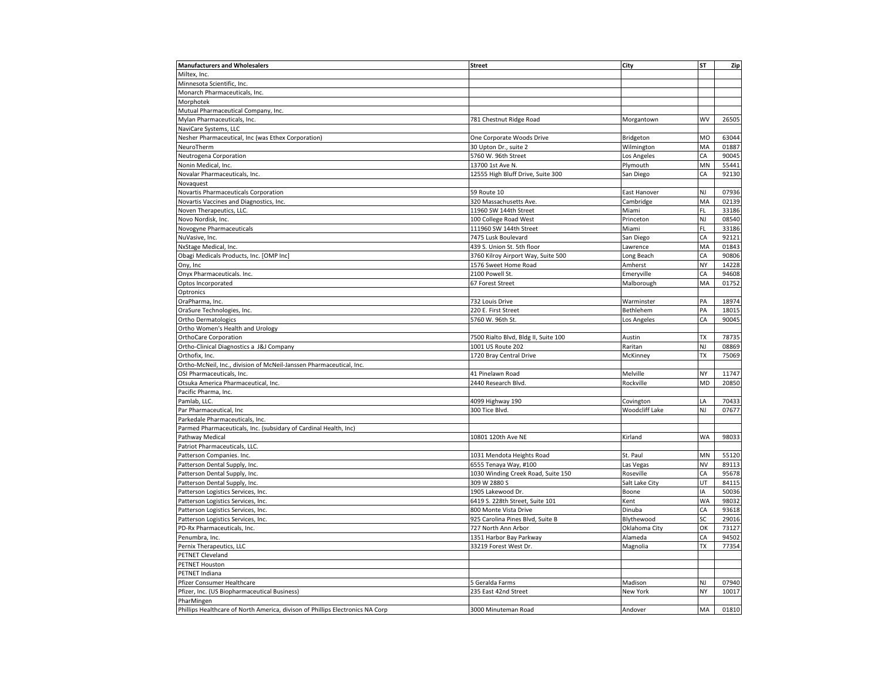| Manufacturers and Wholesalers | Street | City | ST | Zip |
|---|---|---|---|---|
| Miltex, Inc. | | | | |
| Minnesota Scientific, Inc. | | | | |
| Monarch Pharmaceuticals, Inc. | | | | |
| Morphotek | | | | |
| Mutual Pharmaceutical Company, Inc. | | | | |
| Mylan Pharmaceuticals, Inc. | 781 Chestnut Ridge Road | Morgantown | WV | 26505 |
| NaviCare Systems, LLC | | | | |
| Nesher Pharmaceutical, Inc (was Ethex Corporation) | One Corporate Woods Drive | Bridgeton | MO | 63044 |
| NeuroTherm | 30 Upton Dr., suite 2 | Wilmington | MA | 01887 |
| Neutrogena Corporation | 5760 W. 96th Street | Los Angeles | CA | 90045 |
| Nonin Medical, Inc. | 13700 1st Ave N. | Plymouth | MN | 55441 |
| Novalar Pharmaceuticals, Inc. | 12555 High Bluff Drive, Suite 300 | San Diego | CA | 92130 |
| Novaquest | | | | |
| Novartis Pharmaceuticals Corporation | 59 Route 10 | East Hanover | NJ | 07936 |
| Novartis Vaccines and Diagnostics, Inc. | 320 Massachusetts Ave. | Cambridge | MA | 02139 |
| Noven Therapeutics, LLC. | 11960 SW 144th Street | Miami | FL | 33186 |
| Novo Nordisk, Inc. | 100 College Road West | Princeton | NJ | 08540 |
| Novogyne Pharmaceuticals | 111960 SW 144th Street | Miami | FL | 33186 |
| NuVasive, Inc. | 7475 Lusk Boulevard | San Diego | CA | 92121 |
| NxStage Medical, Inc. | 439 S. Union St. 5th floor | Lawrence | MA | 01843 |
| Obagi Medicals Products, Inc. [OMP Inc] | 3760 Kilroy Airport Way, Suite 500 | Long Beach | CA | 90806 |
| Ony, Inc | 1576 Sweet Home Road | Amherst | NY | 14228 |
| Onyx Pharmaceuticals. Inc. | 2100 Powell St. | Emeryville | CA | 94608 |
| Optos Incorporated | 67 Forest Street | Malborough | MA | 01752 |
| Optronics | | | | |
| OraPharma, Inc. | 732 Louis Drive | Warminster | PA | 18974 |
| OraSure Technologies, Inc. | 220 E. First Street | Bethlehem | PA | 18015 |
| Ortho Dermatologics | 5760 W. 96th St. | Los Angeles | CA | 90045 |
| Ortho Women's Health and Urology | | | | |
| OrthoCare Corporation | 7500 Rialto Blvd, Bldg II, Suite 100 | Austin | TX | 78735 |
| Ortho-Clinical Diagnostics a J&J Company | 1001 US Route 202 | Raritan | NJ | 08869 |
| Orthofix, Inc. | 1720 Bray Central Drive | McKinney | TX | 75069 |
| Ortho-McNeil, Inc., division of McNeil-Janssen Pharmaceutical, Inc. | | | | |
| OSI Pharmaceuticals, Inc. | 41 Pinelawn Road | Melville | NY | 11747 |
| Otsuka America Pharmaceutical, Inc. | 2440 Research Blvd. | Rockville | MD | 20850 |
| Pacific Pharma, Inc. | | | | |
| Pamlab, LLC. | 4099 Highway 190 | Covington | LA | 70433 |
| Par Pharmaceutical, Inc | 300 Tice Blvd. | Woodcliff Lake | NJ | 07677 |
| Parkedale Pharmaceuticals, Inc. | | | | |
| Parmed Pharmaceuticals, Inc. (subsidary of Cardinal Health, Inc) | | | | |
| Pathway Medical | 10801 120th Ave NE | Kirland | WA | 98033 |
| Patriot Pharmaceuticals, LLC. | | | | |
| Patterson Companies. Inc. | 1031 Mendota Heights Road | St. Paul | MN | 55120 |
| Patterson Dental Supply, Inc. | 6555 Tenaya Way, #100 | Las Vegas | NV | 89113 |
| Patterson Dental Supply, Inc. | 1030 Winding Creek Road, Suite 150 | Roseville | CA | 95678 |
| Patterson Dental Supply, Inc. | 309 W 2880 S | Salt Lake City | UT | 84115 |
| Patterson Logistics Services, Inc. | 1905 Lakewood Dr. | Boone | IA | 50036 |
| Patterson Logistics Services, Inc. | 6419 S. 228th Street, Suite 101 | Kent | WA | 98032 |
| Patterson Logistics Services, Inc. | 800 Monte Vista Drive | Dinuba | CA | 93618 |
| Patterson Logistics Services, Inc. | 925 Carolina Pines Blvd, Suite B | Blythewood | SC | 29016 |
| PD-Rx Pharmaceuticals, Inc. | 727 North Ann Arbor | Oklahoma City | OK | 73127 |
| Penumbra, Inc. | 1351 Harbor Bay Parkway | Alameda | CA | 94502 |
| Pernix Therapeutics, LLC | 33219 Forest West Dr. | Magnolia | TX | 77354 |
| PETNET Cleveland | | | | |
| PETNET Houston | | | | |
| PETNET Indiana | | | | |
| Pfizer Consumer Healthcare | 5 Geralda Farms | Madison | NJ | 07940 |
| Pfizer, Inc. (US Biopharmaceutical Business) | 235 East 42nd Street | New York | NY | 10017 |
| PharMingen | | | | |
| Phillips Healthcare of North America, divison of Phillips Electronics NA Corp | 3000 Minuteman Road | Andover | MA | 01810 |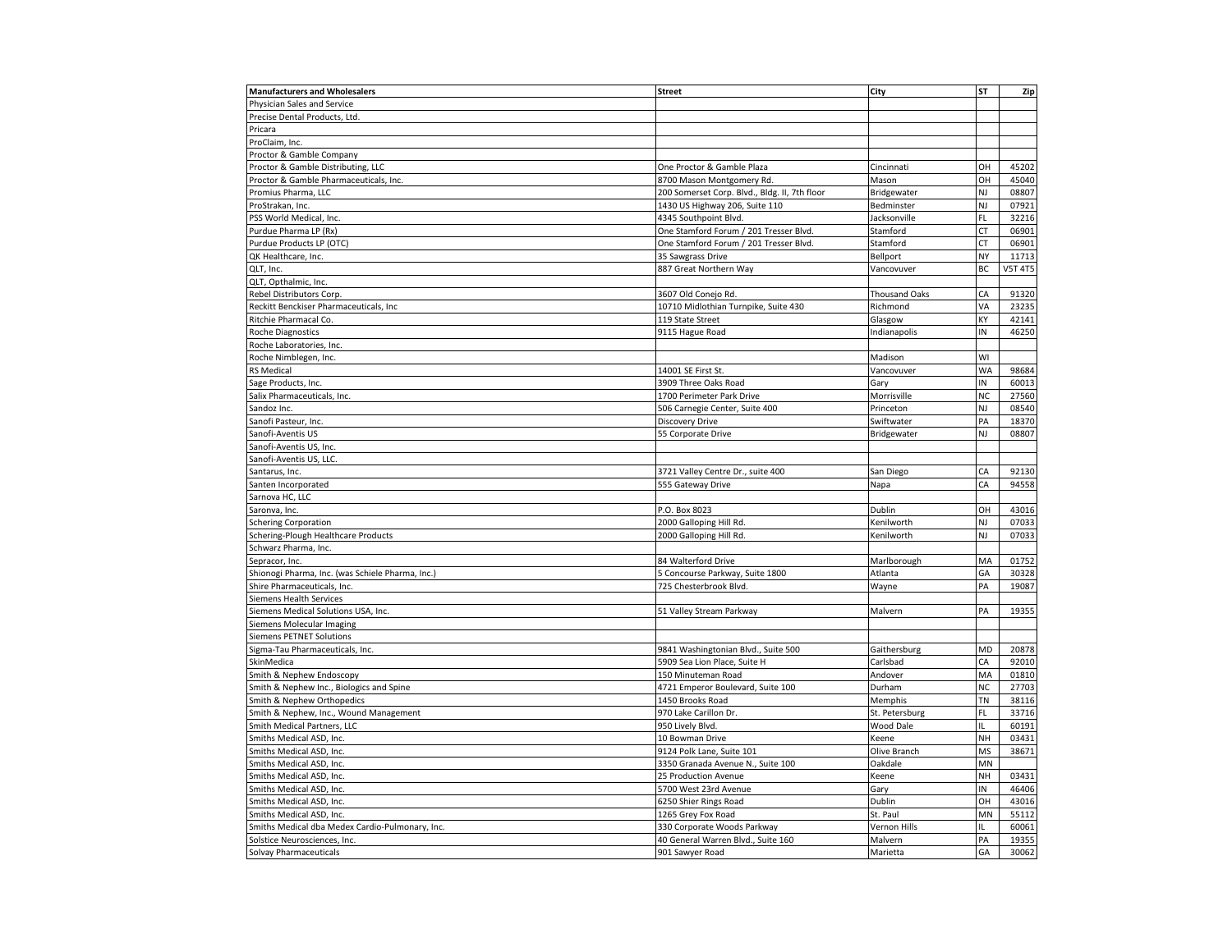| Manufacturers and Wholesalers | Street | City | ST | Zip |
|---|---|---|---|---|
| Physician Sales and Service | | | | |
| Precise Dental Products, Ltd. | | | | |
| Pricara | | | | |
| ProClaim, Inc. | | | | |
| Proctor & Gamble Company | | | | |
| Proctor & Gamble Distributing, LLC | One Proctor & Gamble Plaza | Cincinnati | OH | 45202 |
| Proctor & Gamble Pharmaceuticals, Inc. | 8700 Mason Montgomery Rd. | Mason | OH | 45040 |
| Promius Pharma, LLC | 200 Somerset Corp. Blvd., Bldg. II, 7th floor | Bridgewater | NJ | 08807 |
| ProStrakan, Inc. | 1430 US Highway 206, Suite 110 | Bedminster | NJ | 07921 |
| PSS World Medical, Inc. | 4345 Southpoint Blvd. | Jacksonville | FL | 32216 |
| Purdue Pharma LP (Rx) | One Stamford Forum / 201 Tresser Blvd. | Stamford | CT | 06901 |
| Purdue Products LP (OTC) | One Stamford Forum / 201 Tresser Blvd. | Stamford | CT | 06901 |
| QK Healthcare, Inc. | 35 Sawgrass Drive | Bellport | NY | 11713 |
| QLT, Inc. | 887 Great Northern Way | Vancovuver | BC | V5T 4T5 |
| QLT, Opthalmic, Inc. | | | | |
| Rebel Distributors Corp. | 3607 Old Conejo Rd. | Thousand Oaks | CA | 91320 |
| Reckitt Benckiser Pharmaceuticals, Inc | 10710 Midlothian Turnpike, Suite 430 | Richmond | VA | 23235 |
| Ritchie Pharmacal Co. | 119 State Street | Glasgow | KY | 42141 |
| Roche Diagnostics | 9115 Hague Road | Indianapolis | IN | 46250 |
| Roche Laboratories, Inc. | | | | |
| Roche Nimblegen, Inc. | | Madison | WI | |
| RS Medical | 14001 SE First St. | Vancovuver | WA | 98684 |
| Sage Products, Inc. | 3909 Three Oaks Road | Gary | IN | 60013 |
| Salix Pharmaceuticals, Inc. | 1700 Perimeter Park Drive | Morrisville | NC | 27560 |
| Sandoz Inc. | 506 Carnegie Center, Suite 400 | Princeton | NJ | 08540 |
| Sanofi Pasteur, Inc. | Discovery Drive | Swiftwater | PA | 18370 |
| Sanofi-Aventis US | 55 Corporate Drive | Bridgewater | NJ | 08807 |
| Sanofi-Aventis US, Inc. | | | | |
| Sanofi-Aventis US, LLC. | | | | |
| Santarus, Inc. | 3721 Valley Centre Dr., suite 400 | San Diego | CA | 92130 |
| Santen Incorporated | 555 Gateway Drive | Napa | CA | 94558 |
| Sarnova HC, LLC | | | | |
| Saronva, Inc. | P.O. Box 8023 | Dublin | OH | 43016 |
| Schering Corporation | 2000 Galloping Hill Rd. | Kenilworth | NJ | 07033 |
| Schering-Plough Healthcare Products | 2000 Galloping Hill Rd. | Kenilworth | NJ | 07033 |
| Schwarz Pharma, Inc. | | | | |
| Sepracor, Inc. | 84 Walterford Drive | Marlborough | MA | 01752 |
| Shionogi Pharma, Inc. (was Schiele Pharma, Inc.) | 5 Concourse Parkway, Suite 1800 | Atlanta | GA | 30328 |
| Shire Pharmaceuticals, Inc. | 725 Chesterbrook Blvd. | Wayne | PA | 19087 |
| Siemens Health Services | | | | |
| Siemens Medical Solutions USA, Inc. | 51 Valley Stream Parkway | Malvern | PA | 19355 |
| Siemens Molecular Imaging | | | | |
| Siemens PETNET Solutions | | | | |
| Sigma-Tau Pharmaceuticals, Inc. | 9841 Washingtonian Blvd., Suite 500 | Gaithersburg | MD | 20878 |
| SkinMedica | 5909 Sea Lion Place, Suite H | Carlsbad | CA | 92010 |
| Smith & Nephew Endoscopy | 150 Minuteman Road | Andover | MA | 01810 |
| Smith & Nephew Inc., Biologics and Spine | 4721 Emperor Boulevard, Suite 100 | Durham | NC | 27703 |
| Smith & Nephew Orthopedics | 1450 Brooks Road | Memphis | TN | 38116 |
| Smith & Nephew, Inc., Wound Management | 970 Lake Carillon Dr. | St. Petersburg | FL | 33716 |
| Smith Medical Partners, LLC | 950 Lively Blvd. | Wood Dale | IL | 60191 |
| Smiths Medical ASD, Inc. | 10 Bowman Drive | Keene | NH | 03431 |
| Smiths Medical ASD, Inc. | 9124 Polk Lane, Suite 101 | Olive Branch | MS | 38671 |
| Smiths Medical ASD, Inc. | 3350 Granada Avenue N., Suite 100 | Oakdale | MN | |
| Smiths Medical ASD, Inc. | 25 Production Avenue | Keene | NH | 03431 |
| Smiths Medical ASD, Inc. | 5700 West 23rd Avenue | Gary | IN | 46406 |
| Smiths Medical ASD, Inc. | 6250 Shier Rings Road | Dublin | OH | 43016 |
| Smiths Medical ASD, Inc. | 1265 Grey Fox Road | St. Paul | MN | 55112 |
| Smiths Medical dba Medex Cardio-Pulmonary, Inc. | 330 Corporate Woods Parkway | Vernon Hills | IL | 60061 |
| Solstice Neurosciences, Inc. | 40 General Warren Blvd., Suite 160 | Malvern | PA | 19355 |
| Solvay Pharmaceuticals | 901 Sawyer Road | Marietta | GA | 30062 |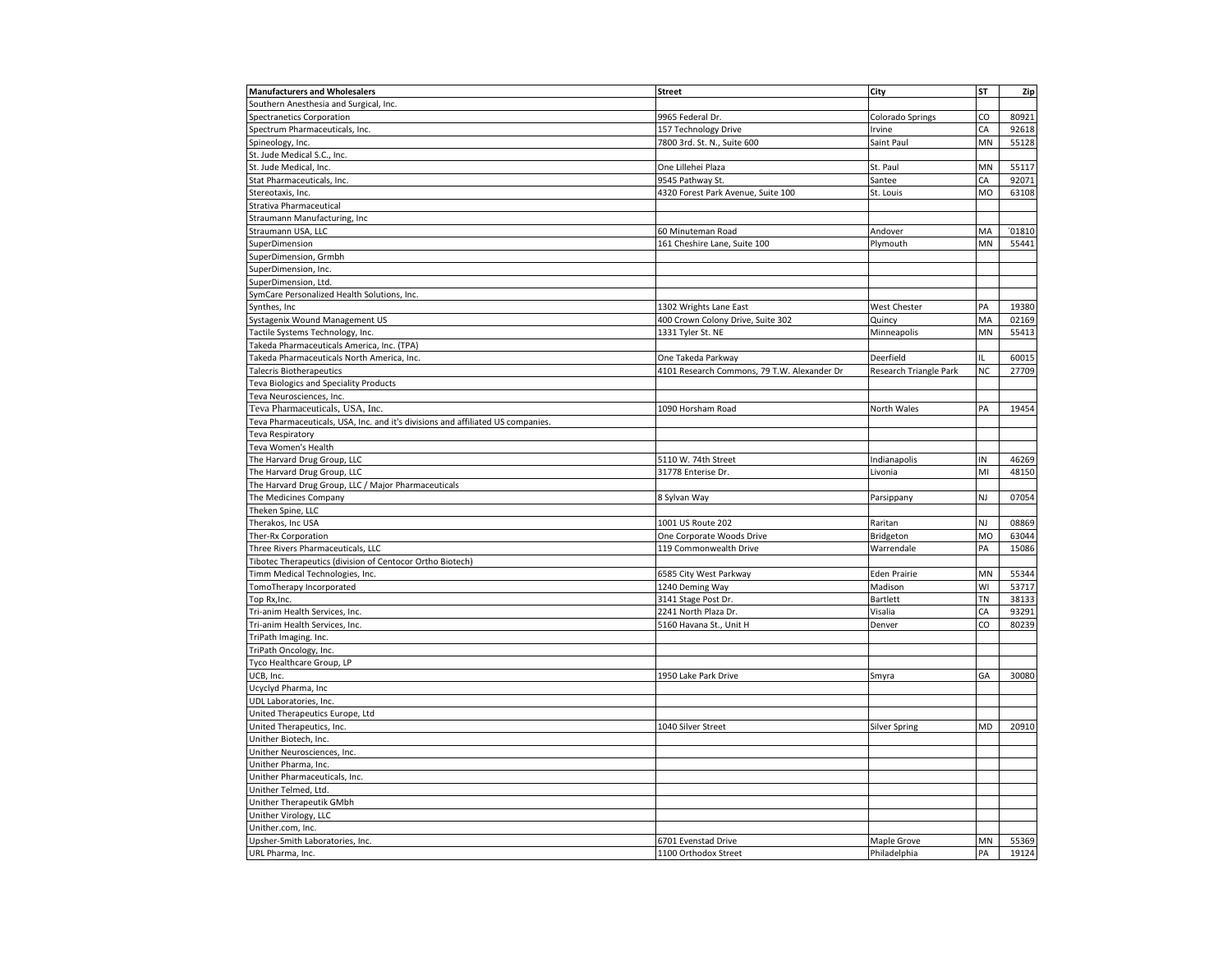| Manufacturers and Wholesalers | Street | City | ST | Zip |
|---|---|---|---|---|
| Southern Anesthesia and Surgical, Inc. | | | | |
| Spectranetics Corporation | 9965 Federal Dr. | Colorado Springs | CO | 80921 |
| Spectrum Pharmaceuticals, Inc. | 157 Technology Drive | Irvine | CA | 92618 |
| Spineology, Inc. | 7800 3rd. St. N., Suite 600 | Saint Paul | MN | 55128 |
| St. Jude Medical S.C., Inc. | | | | |
| St. Jude Medical, Inc. | One Lillehei Plaza | St. Paul | MN | 55117 |
| Stat Pharmaceuticals, Inc. | 9545 Pathway St. | Santee | CA | 92071 |
| Stereotaxis, Inc. | 4320 Forest Park Avenue, Suite 100 | St. Louis | MO | 63108 |
| Strativa Pharmaceutical | | | | |
| Straumann Manufacturing, Inc | | | | |
| Straumann USA, LLC | 60 Minuteman Road | Andover | MA | `01810 |
| SuperDimension | 161 Cheshire Lane, Suite 100 | Plymouth | MN | 55441 |
| SuperDimension, Grmbh | | | | |
| SuperDimension, Inc. | | | | |
| SuperDimension, Ltd. | | | | |
| SymCare Personalized Health Solutions, Inc. | | | | |
| Synthes, Inc | 1302 Wrights Lane East | West Chester | PA | 19380 |
| Systagenix Wound Management US | 400 Crown Colony Drive, Suite 302 | Quincy | MA | 02169 |
| Tactile Systems Technology, Inc. | 1331 Tyler St. NE | Minneapolis | MN | 55413 |
| Takeda Pharmaceuticals America, Inc. (TPA) | | | | |
| Takeda Pharmaceuticals North America, Inc. | One Takeda Parkway | Deerfield | IL | 60015 |
| Talecris Biotherapeutics | 4101 Research Commons, 79 T.W. Alexander Dr | Research Triangle Park | NC | 27709 |
| Teva Biologics and Speciality Products | | | | |
| Teva Neurosciences, Inc. | | | | |
| Teva Pharmaceuticals, USA, Inc. | 1090 Horsham Road | North Wales | PA | 19454 |
| Teva Pharmaceuticals, USA, Inc. and it's divisions and affiliated US companies. | | | | |
| Teva Respiratory | | | | |
| Teva Women's Health | | | | |
| The Harvard Drug Group, LLC | 5110 W. 74th Street | Indianapolis | IN | 46269 |
| The Harvard Drug Group, LLC | 31778 Enterise Dr. | Livonia | MI | 48150 |
| The Harvard Drug Group, LLC / Major Pharmaceuticals | | | | |
| The Medicines Company | 8 Sylvan Way | Parsippany | NJ | 07054 |
| Theken Spine, LLC | | | | |
| Therakos, Inc USA | 1001 US Route 202 | Raritan | NJ | 08869 |
| Ther-Rx Corporation | One Corporate Woods Drive | Bridgeton | MO | 63044 |
| Three Rivers Pharmaceuticals, LLC | 119 Commonwealth Drive | Warrendale | PA | 15086 |
| Tibotec Therapeutics (division of Centocor Ortho Biotech) | | | | |
| Timm Medical Technologies, Inc. | 6585 City West Parkway | Eden Prairie | MN | 55344 |
| TomoTherapy Incorporated | 1240 Deming Way | Madison | WI | 53717 |
| Top Rx,Inc. | 3141 Stage Post Dr. | Bartlett | TN | 38133 |
| Tri-anim Health Services, Inc. | 2241 North Plaza Dr. | Visalia | CA | 93291 |
| Tri-anim Health Services, Inc. | 5160 Havana St., Unit H | Denver | CO | 80239 |
| TriPath Imaging. Inc. | | | | |
| TriPath Oncology, Inc. | | | | |
| Tyco Healthcare Group, LP | | | | |
| UCB, Inc. | 1950 Lake Park Drive | Smyra | GA | 30080 |
| Ucyclyd Pharma, Inc | | | | |
| UDL Laboratories, Inc. | | | | |
| United Therapeutics Europe, Ltd | | | | |
| United Therapeutics, Inc. | 1040 Silver Street | Silver Spring | MD | 20910 |
| Unither Biotech, Inc. | | | | |
| Unither Neurosciences, Inc. | | | | |
| Unither Pharma, Inc. | | | | |
| Unither Pharmaceuticals, Inc. | | | | |
| Unither Telmed, Ltd. | | | | |
| Unither Therapeutik GMbh | | | | |
| Unither Virology, LLC | | | | |
| Unither.com, Inc. | | | | |
| Upsher-Smith Laboratories, Inc. | 6701 Evenstad Drive | Maple Grove | MN | 55369 |
| URL Pharma, Inc. | 1100 Orthodox Street | Philadelphia | PA | 19124 |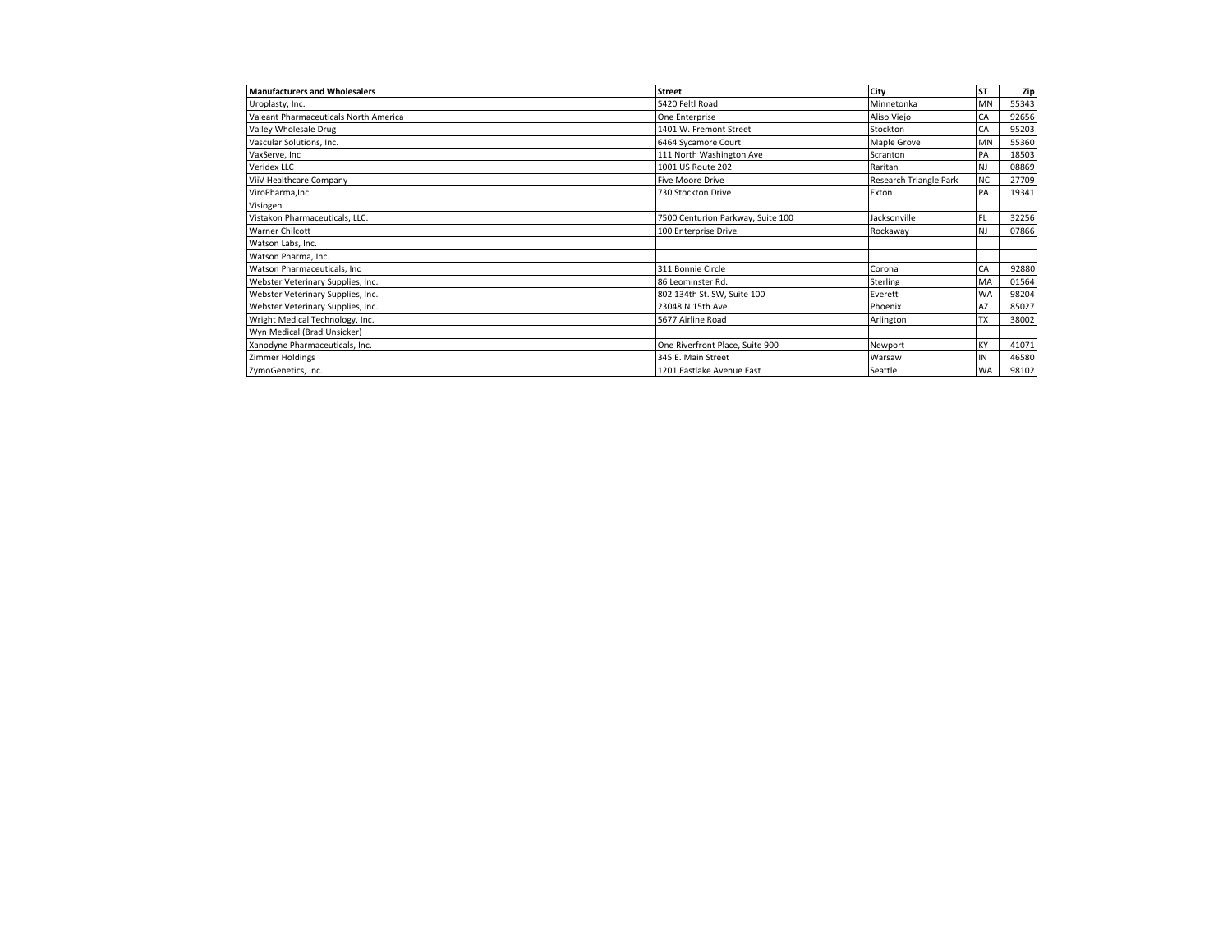| Manufacturers and Wholesalers | Street | City | ST | Zip |
| --- | --- | --- | --- | --- |
| Uroplasty, Inc. | 5420 Feltl Road | Minnetonka | MN | 55343 |
| Valeant Pharmaceuticals North America | One Enterprise | Aliso Viejo | CA | 92656 |
| Valley Wholesale Drug | 1401 W. Fremont Street | Stockton | CA | 95203 |
| Vascular Solutions, Inc. | 6464 Sycamore Court | Maple Grove | MN | 55360 |
| VaxServe, Inc | 111 North Washington Ave | Scranton | PA | 18503 |
| Veridex LLC | 1001 US Route 202 | Raritan | NJ | 08869 |
| ViiV Healthcare Company | Five Moore Drive | Research Triangle Park | NC | 27709 |
| ViroPharma,Inc. | 730 Stockton Drive | Exton | PA | 19341 |
| Visiogen | | | | |
| Vistakon Pharmaceuticals, LLC. | 7500 Centurion Parkway, Suite 100 | Jacksonville | FL | 32256 |
| Warner Chilcott | 100 Enterprise Drive | Rockaway | NJ | 07866 |
| Watson Labs, Inc. | | | | |
| Watson Pharma, Inc. | | | | |
| Watson Pharmaceuticals, Inc | 311 Bonnie Circle | Corona | CA | 92880 |
| Webster Veterinary Supplies, Inc. | 86 Leominster Rd. | Sterling | MA | 01564 |
| Webster Veterinary Supplies, Inc. | 802 134th St. SW, Suite 100 | Everett | WA | 98204 |
| Webster Veterinary Supplies, Inc. | 23048 N 15th Ave. | Phoenix | AZ | 85027 |
| Wright Medical Technology, Inc. | 5677 Airline Road | Arlington | TX | 38002 |
| Wyn Medical (Brad Unsicker) | | | | |
| Xanodyne Pharmaceuticals, Inc. | One Riverfront Place, Suite 900 | Newport | KY | 41071 |
| Zimmer Holdings | 345 E. Main Street | Warsaw | IN | 46580 |
| ZymoGenetics, Inc. | 1201 Eastlake Avenue East | Seattle | WA | 98102 |